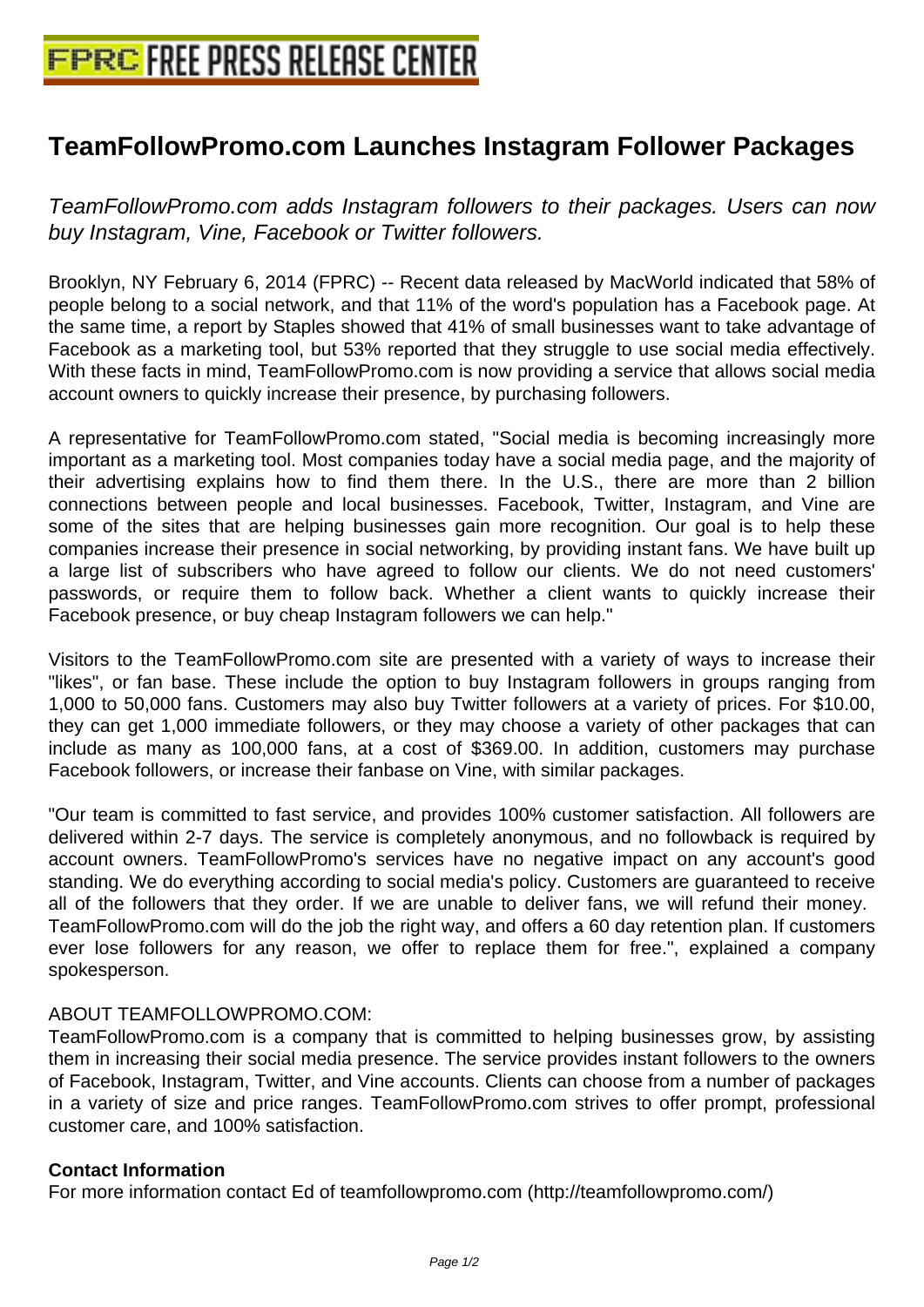# TeamFollowPromo.com Launches Instagram Follower Packages

*TeamFollowPromo.com adds Instagram followers to their packages. Users can now buy Instagram, Vine, Facebook or Twitter followers.*

Brooklyn, NY February 6, 2014 (FPRC) -- Recent data released by MacWorld indicated that 58% of people belong to a social network, and that 11% of the word's population has a Facebook page. At the same time, a report by Staples showed that 41% of small businesses want to take advantage of Facebook as a marketing tool, but 53% reported that they struggle to use social media effectively. With these facts in mind, TeamFollowPromo.com is now providing a service that allows social media account owners to quickly increase their presence, by purchasing followers.

A representative for TeamFollowPromo.com stated, "Social media is becoming increasingly more important as a marketing tool. Most companies today have a social media page, and the majority of their advertising explains how to find them there. In the U.S., there are more than 2 billion connections between people and local businesses. Facebook, Twitter, Instagram, and Vine are some of the sites that are helping businesses gain more recognition. Our goal is to help these companies increase their presence in social networking, by providing instant fans. We have built up a large list of subscribers who have agreed to follow our clients. We do not need customers' passwords, or require them to follow back. Whether a client wants to quickly increase their Facebook presence, or buy cheap Instagram followers we can help."

Visitors to the TeamFollowPromo.com site are presented with a variety of ways to increase their "likes", or fan base. These include the option to buy Instagram followers in groups ranging from 1,000 to 50,000 fans. Customers may also buy Twitter followers at a variety of prices. For $10.00, they can get 1,000 immediate followers, or they may choose a variety of other packages that can include as many as 100,000 fans, at a cost of $369.00. In addition, customers may purchase Facebook followers, or increase their fanbase on Vine, with similar packages.

"Our team is committed to fast service, and provides 100% customer satisfaction. All followers are delivered within 2-7 days. The service is completely anonymous, and no followback is required by account owners. TeamFollowPromo's services have no negative impact on any account's good standing. We do everything according to social media's policy. Customers are guaranteed to receive all of the followers that they order. If we are unable to deliver fans, we will refund their money. TeamFollowPromo.com will do the job the right way, and offers a 60 day retention plan. If customers ever lose followers for any reason, we offer to replace them for free.", explained a company spokesperson.

ABOUT TEAMFOLLOWPROMO.COM:
TeamFollowPromo.com is a company that is committed to helping businesses grow, by assisting them in increasing their social media presence. The service provides instant followers to the owners of Facebook, Instagram, Twitter, and Vine accounts. Clients can choose from a number of packages in a variety of size and price ranges. TeamFollowPromo.com strives to offer prompt, professional customer care, and 100% satisfaction.

**Contact Information**
For more information contact Ed of teamfollowpromo.com (http://teamfollowpromo.com/)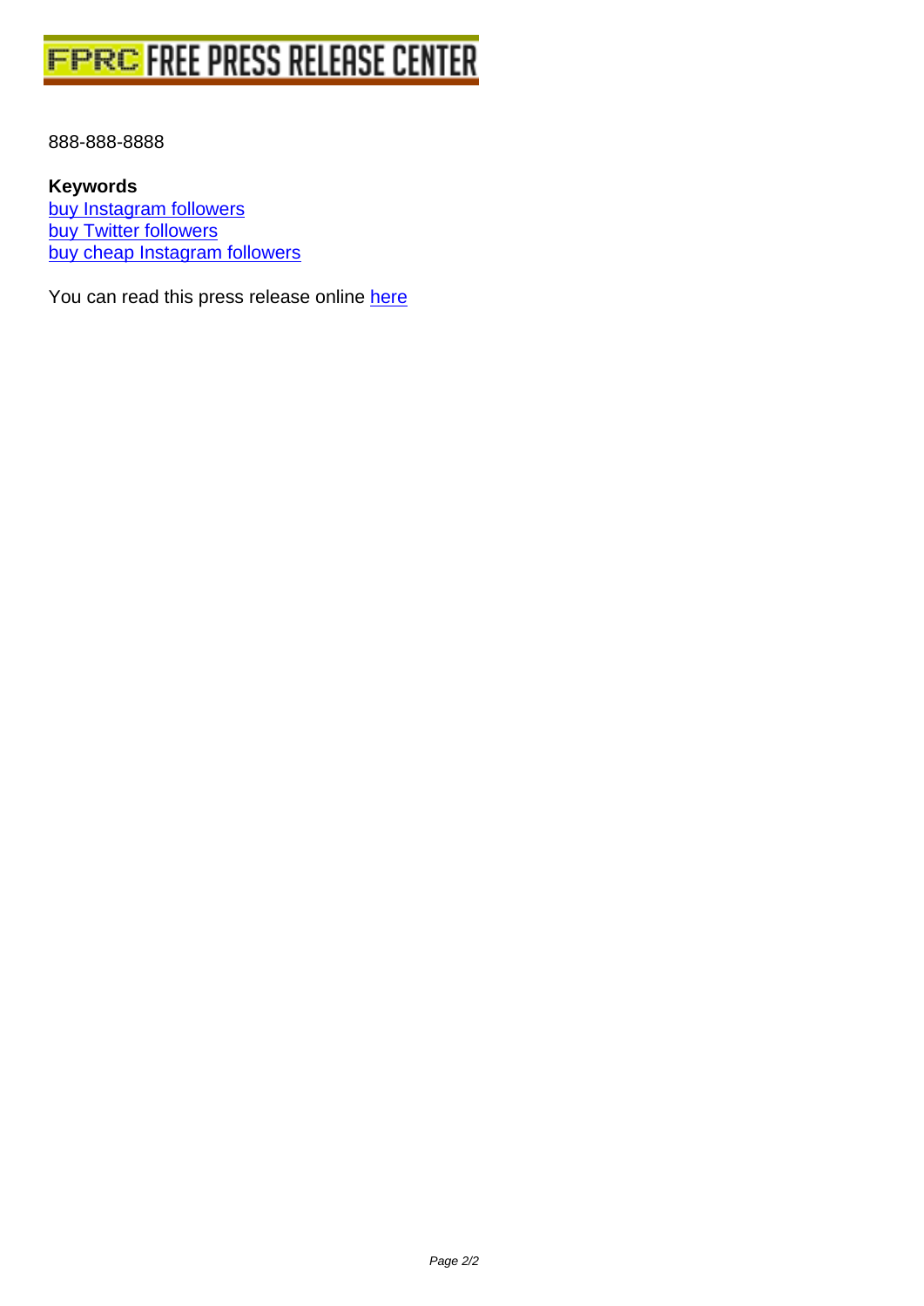888-888-8888

**Keywords**
buy Instagram followers
buy Twitter followers
buy cheap Instagram followers

You can read this press release online here